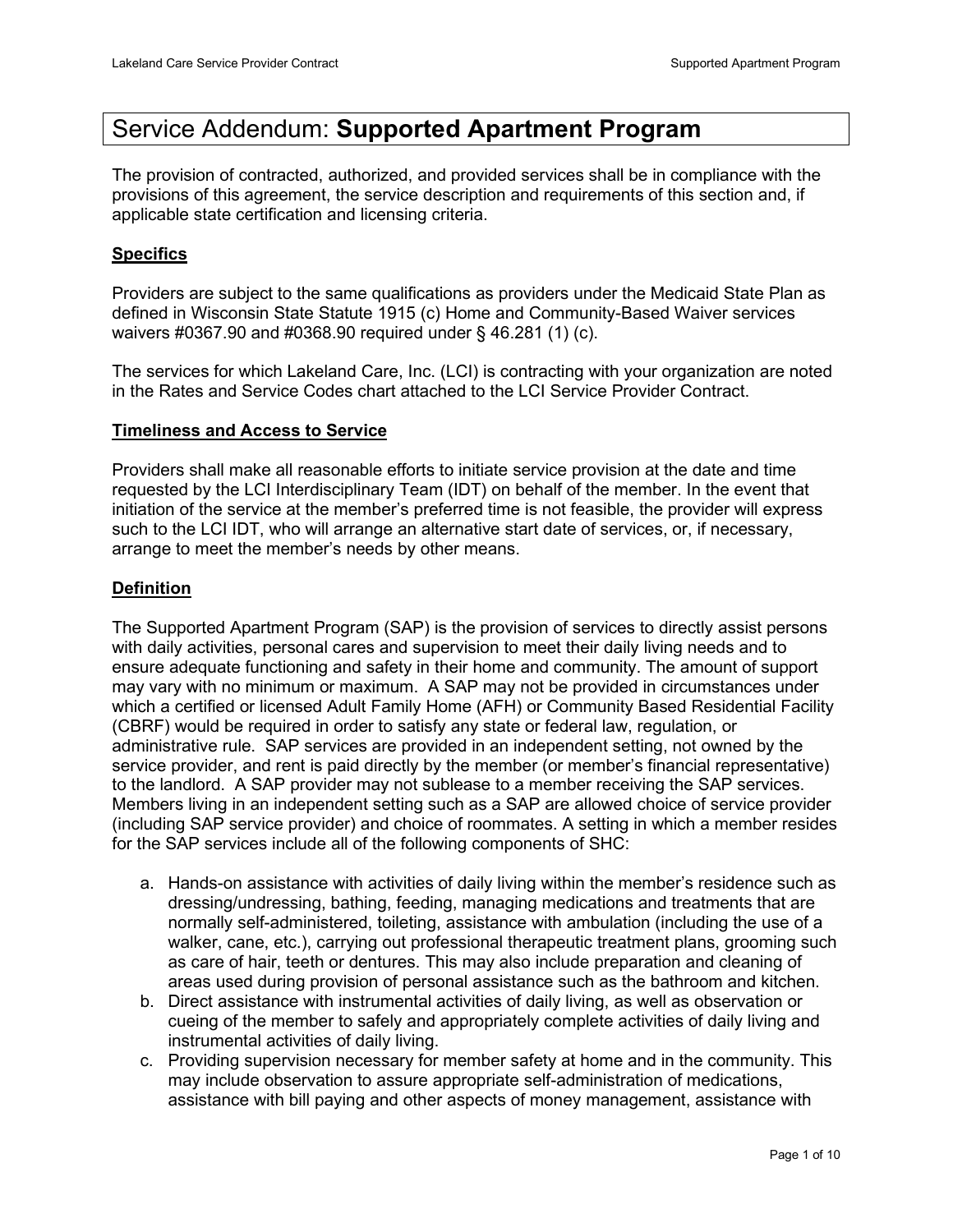# Service Addendum: **Supported Apartment Program**

The provision of contracted, authorized, and provided services shall be in compliance with the provisions of this agreement, the service description and requirements of this section and, if applicable state certification and licensing criteria.

## Specifics

Providers are subject to the same qualifications as providers under the Medicaid State Plan as defined in Wisconsin State Statute 1915 (c) Home and Community-Based Waiver services waivers #0367.90 and #0368.90 required under § 46.281 (1) (c).

The services for which Lakeland Care, Inc. (LCI) is contracting with your organization are noted in the Rates and Service Codes chart attached to the LCI Service Provider Contract.

## Timeliness and Access to Service

Providers shall make all reasonable efforts to initiate service provision at the date and time requested by the LCI Interdisciplinary Team (IDT) on behalf of the member. In the event that initiation of the service at the member's preferred time is not feasible, the provider will express such to the LCI IDT, who will arrange an alternative start date of services, or, if necessary, arrange to meet the member's needs by other means.

## Definition

The Supported Apartment Program (SAP) is the provision of services to directly assist persons with daily activities, personal cares and supervision to meet their daily living needs and to ensure adequate functioning and safety in their home and community. The amount of support may vary with no minimum or maximum. A SAP may not be provided in circumstances under which a certified or licensed Adult Family Home (AFH) or Community Based Residential Facility (CBRF) would be required in order to satisfy any state or federal law, regulation, or administrative rule. SAP services are provided in an independent setting, not owned by the service provider, and rent is paid directly by the member (or member's financial representative) to the landlord. A SAP provider may not sublease to a member receiving the SAP services. Members living in an independent setting such as a SAP are allowed choice of service provider (including SAP service provider) and choice of roommates. A setting in which a member resides for the SAP services include all of the following components of SHC:

a. Hands-on assistance with activities of daily living within the member's residence such as dressing/undressing, bathing, feeding, managing medications and treatments that are normally self-administered, toileting, assistance with ambulation (including the use of a walker, cane, etc.), carrying out professional therapeutic treatment plans, grooming such as care of hair, teeth or dentures. This may also include preparation and cleaning of areas used during provision of personal assistance such as the bathroom and kitchen.
b. Direct assistance with instrumental activities of daily living, as well as observation or cueing of the member to safely and appropriately complete activities of daily living and instrumental activities of daily living.
c. Providing supervision necessary for member safety at home and in the community. This may include observation to assure appropriate self-administration of medications, assistance with bill paying and other aspects of money management, assistance with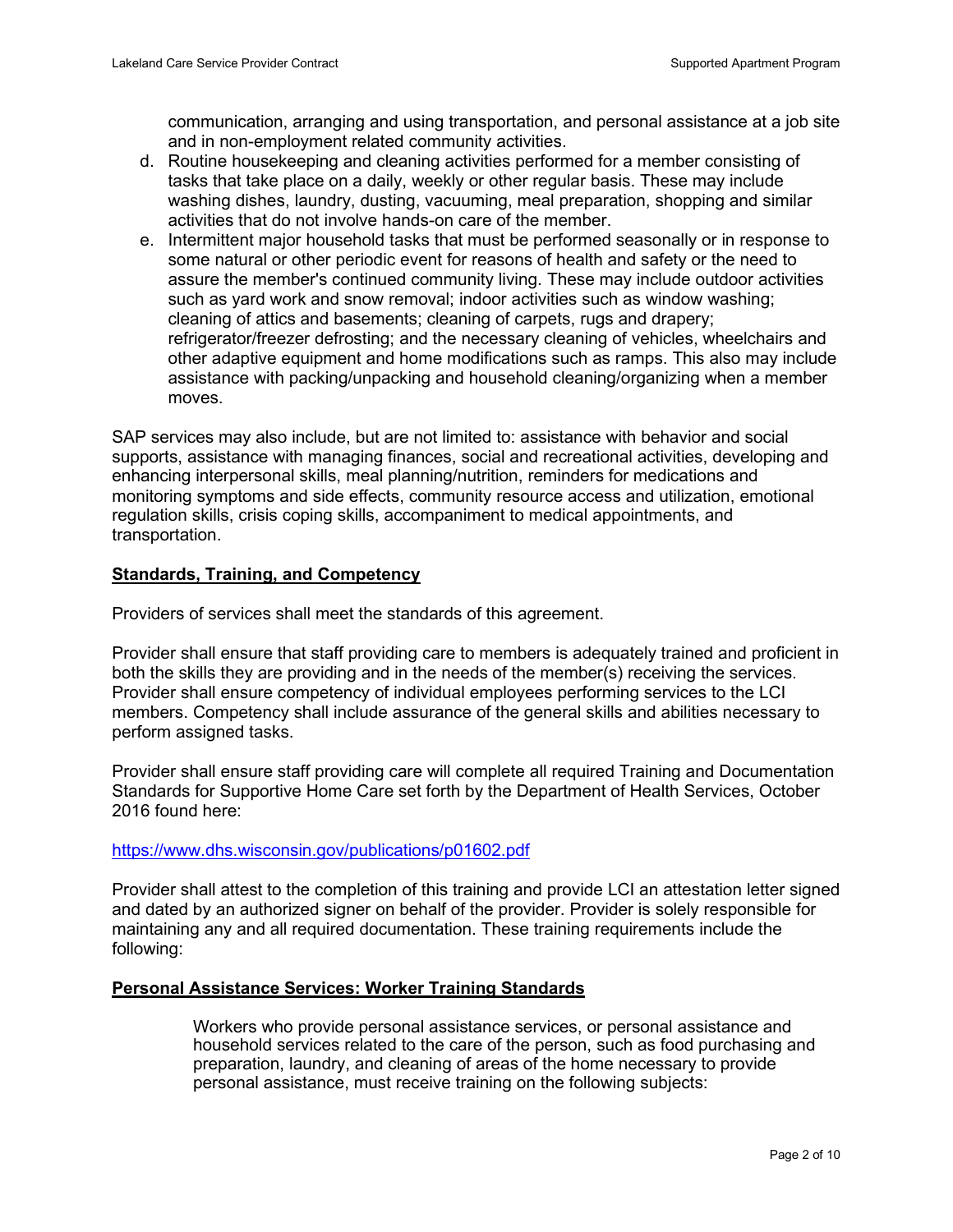communication, arranging and using transportation, and personal assistance at a job site and in non-employment related community activities.

d. Routine housekeeping and cleaning activities performed for a member consisting of tasks that take place on a daily, weekly or other regular basis. These may include washing dishes, laundry, dusting, vacuuming, meal preparation, shopping and similar activities that do not involve hands-on care of the member.
e. Intermittent major household tasks that must be performed seasonally or in response to some natural or other periodic event for reasons of health and safety or the need to assure the member's continued community living. These may include outdoor activities such as yard work and snow removal; indoor activities such as window washing; cleaning of attics and basements; cleaning of carpets, rugs and drapery; refrigerator/freezer defrosting; and the necessary cleaning of vehicles, wheelchairs and other adaptive equipment and home modifications such as ramps. This also may include assistance with packing/unpacking and household cleaning/organizing when a member moves.

SAP services may also include, but are not limited to: assistance with behavior and social supports, assistance with managing finances, social and recreational activities, developing and enhancing interpersonal skills, meal planning/nutrition, reminders for medications and monitoring symptoms and side effects, community resource access and utilization, emotional regulation skills, crisis coping skills, accompaniment to medical appointments, and transportation.

**Standards, Training, and Competency**

Providers of services shall meet the standards of this agreement.

Provider shall ensure that staff providing care to members is adequately trained and proficient in both the skills they are providing and in the needs of the member(s) receiving the services. Provider shall ensure competency of individual employees performing services to the LCI members. Competency shall include assurance of the general skills and abilities necessary to perform assigned tasks.

Provider shall ensure staff providing care will complete all required Training and Documentation Standards for Supportive Home Care set forth by the Department of Health Services, October 2016 found here:

https://www.dhs.wisconsin.gov/publications/p01602.pdf

Provider shall attest to the completion of this training and provide LCI an attestation letter signed and dated by an authorized signer on behalf of the provider. Provider is solely responsible for maintaining any and all required documentation. These training requirements include the following:

**Personal Assistance Services: Worker Training Standards**

Workers who provide personal assistance services, or personal assistance and household services related to the care of the person, such as food purchasing and preparation, laundry, and cleaning of areas of the home necessary to provide personal assistance, must receive training on the following subjects: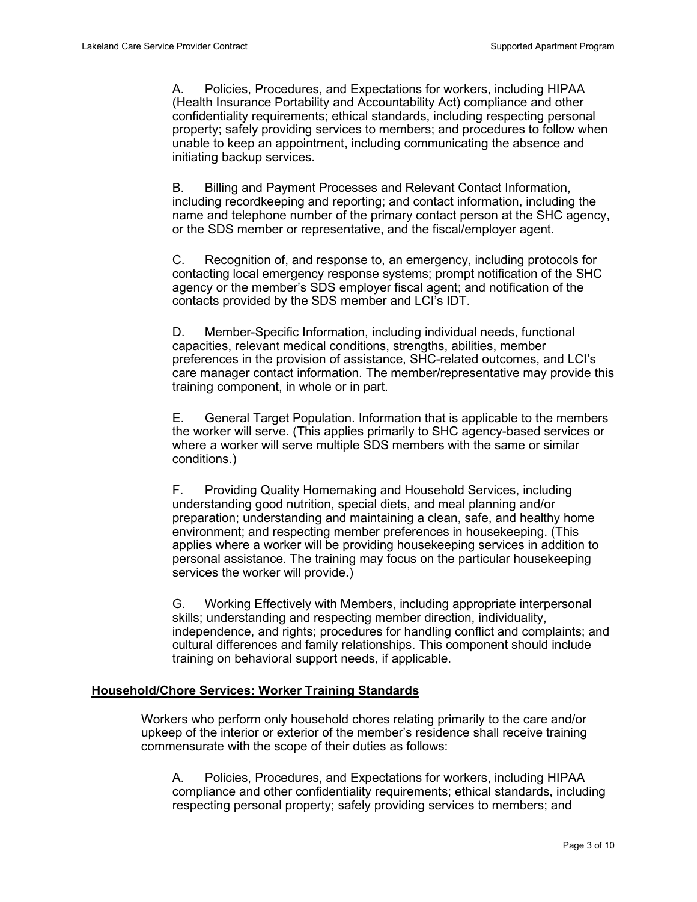A. Policies, Procedures, and Expectations for workers, including HIPAA (Health Insurance Portability and Accountability Act) compliance and other confidentiality requirements; ethical standards, including respecting personal property; safely providing services to members; and procedures to follow when unable to keep an appointment, including communicating the absence and initiating backup services.

B. Billing and Payment Processes and Relevant Contact Information, including recordkeeping and reporting; and contact information, including the name and telephone number of the primary contact person at the SHC agency, or the SDS member or representative, and the fiscal/employer agent.

C. Recognition of, and response to, an emergency, including protocols for contacting local emergency response systems; prompt notification of the SHC agency or the member's SDS employer fiscal agent; and notification of the contacts provided by the SDS member and LCI's IDT.

D. Member-Specific Information, including individual needs, functional capacities, relevant medical conditions, strengths, abilities, member preferences in the provision of assistance, SHC-related outcomes, and LCI's care manager contact information. The member/representative may provide this training component, in whole or in part.

E. General Target Population. Information that is applicable to the members the worker will serve. (This applies primarily to SHC agency-based services or where a worker will serve multiple SDS members with the same or similar conditions.)

F. Providing Quality Homemaking and Household Services, including understanding good nutrition, special diets, and meal planning and/or preparation; understanding and maintaining a clean, safe, and healthy home environment; and respecting member preferences in housekeeping. (This applies where a worker will be providing housekeeping services in addition to personal assistance. The training may focus on the particular housekeeping services the worker will provide.)

G. Working Effectively with Members, including appropriate interpersonal skills; understanding and respecting member direction, individuality, independence, and rights; procedures for handling conflict and complaints; and cultural differences and family relationships. This component should include training on behavioral support needs, if applicable.

**Household/Chore Services: Worker Training Standards**

Workers who perform only household chores relating primarily to the care and/or upkeep of the interior or exterior of the member's residence shall receive training commensurate with the scope of their duties as follows:

A. Policies, Procedures, and Expectations for workers, including HIPAA compliance and other confidentiality requirements; ethical standards, including respecting personal property; safely providing services to members; and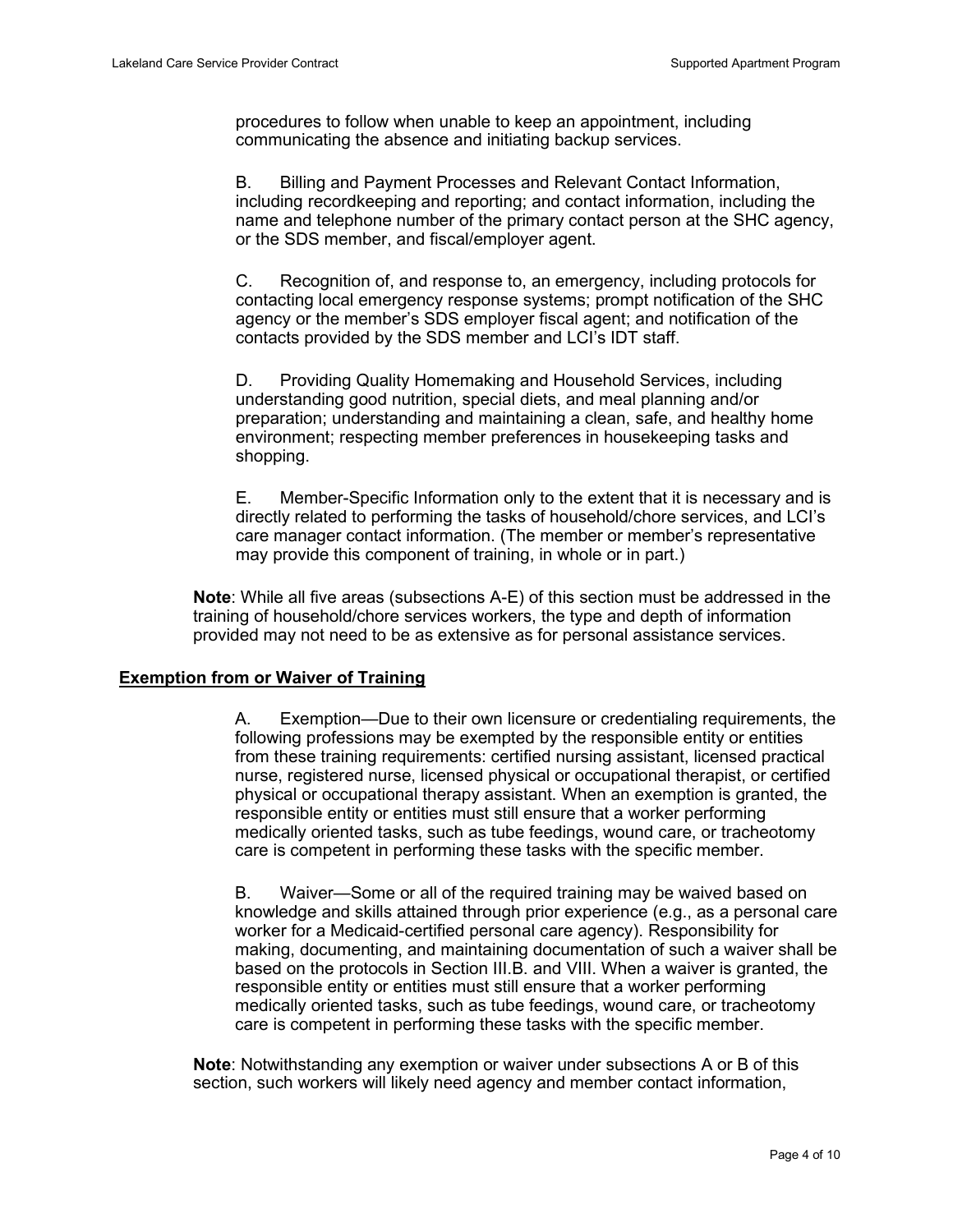procedures to follow when unable to keep an appointment, including communicating the absence and initiating backup services.

B. Billing and Payment Processes and Relevant Contact Information, including recordkeeping and reporting; and contact information, including the name and telephone number of the primary contact person at the SHC agency, or the SDS member, and fiscal/employer agent.

C. Recognition of, and response to, an emergency, including protocols for contacting local emergency response systems; prompt notification of the SHC agency or the member's SDS employer fiscal agent; and notification of the contacts provided by the SDS member and LCI's IDT staff.

D. Providing Quality Homemaking and Household Services, including understanding good nutrition, special diets, and meal planning and/or preparation; understanding and maintaining a clean, safe, and healthy home environment; respecting member preferences in housekeeping tasks and shopping.

E. Member-Specific Information only to the extent that it is necessary and is directly related to performing the tasks of household/chore services, and LCI's care manager contact information. (The member or member's representative may provide this component of training, in whole or in part.)

**Note**: While all five areas (subsections A-E) of this section must be addressed in the training of household/chore services workers, the type and depth of information provided may not need to be as extensive as for personal assistance services.

**Exemption from or Waiver of Training**

A. Exemption—Due to their own licensure or credentialing requirements, the following professions may be exempted by the responsible entity or entities from these training requirements: certified nursing assistant, licensed practical nurse, registered nurse, licensed physical or occupational therapist, or certified physical or occupational therapy assistant. When an exemption is granted, the responsible entity or entities must still ensure that a worker performing medically oriented tasks, such as tube feedings, wound care, or tracheotomy care is competent in performing these tasks with the specific member.

B. Waiver—Some or all of the required training may be waived based on knowledge and skills attained through prior experience (e.g., as a personal care worker for a Medicaid-certified personal care agency). Responsibility for making, documenting, and maintaining documentation of such a waiver shall be based on the protocols in Section III.B. and VIII. When a waiver is granted, the responsible entity or entities must still ensure that a worker performing medically oriented tasks, such as tube feedings, wound care, or tracheotomy care is competent in performing these tasks with the specific member.

**Note**: Notwithstanding any exemption or waiver under subsections A or B of this section, such workers will likely need agency and member contact information,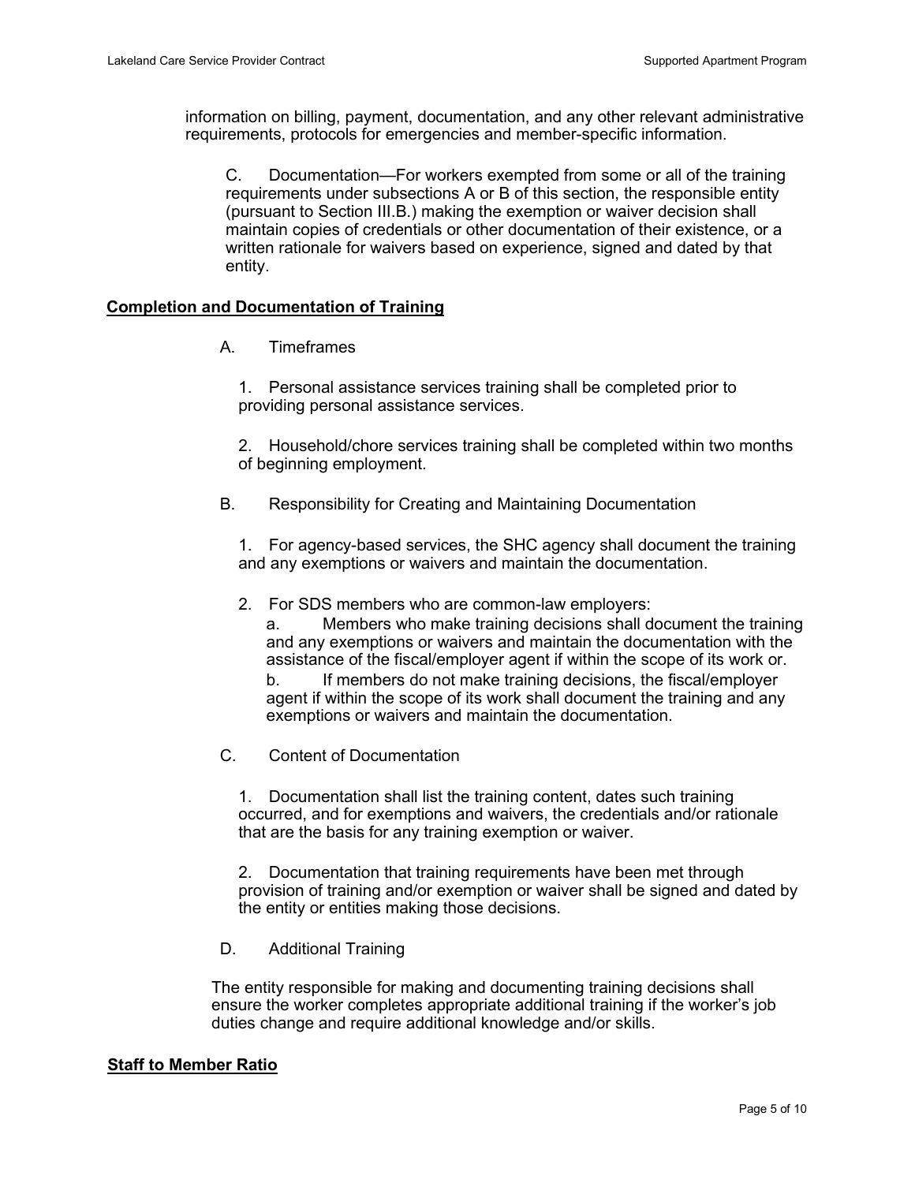information on billing, payment, documentation, and any other relevant administrative requirements, protocols for emergencies and member-specific information.

C. Documentation—For workers exempted from some or all of the training requirements under subsections A or B of this section, the responsible entity (pursuant to Section III.B.) making the exemption or waiver decision shall maintain copies of credentials or other documentation of their existence, or a written rationale for waivers based on experience, signed and dated by that entity.

## Completion and Documentation of Training

A. Timeframes

1. Personal assistance services training shall be completed prior to providing personal assistance services.

2. Household/chore services training shall be completed within two months of beginning employment.

B. Responsibility for Creating and Maintaining Documentation

1. For agency-based services, the SHC agency shall document the training and any exemptions or waivers and maintain the documentation.

2. For SDS members who are common-law employers:

a. Members who make training decisions shall document the training and any exemptions or waivers and maintain the documentation with the assistance of the fiscal/employer agent if within the scope of its work or.

b. If members do not make training decisions, the fiscal/employer agent if within the scope of its work shall document the training and any exemptions or waivers and maintain the documentation.

C. Content of Documentation

1. Documentation shall list the training content, dates such training occurred, and for exemptions and waivers, the credentials and/or rationale that are the basis for any training exemption or waiver.

2. Documentation that training requirements have been met through provision of training and/or exemption or waiver shall be signed and dated by the entity or entities making those decisions.

D. Additional Training

The entity responsible for making and documenting training decisions shall ensure the worker completes appropriate additional training if the worker's job duties change and require additional knowledge and/or skills.

## Staff to Member Ratio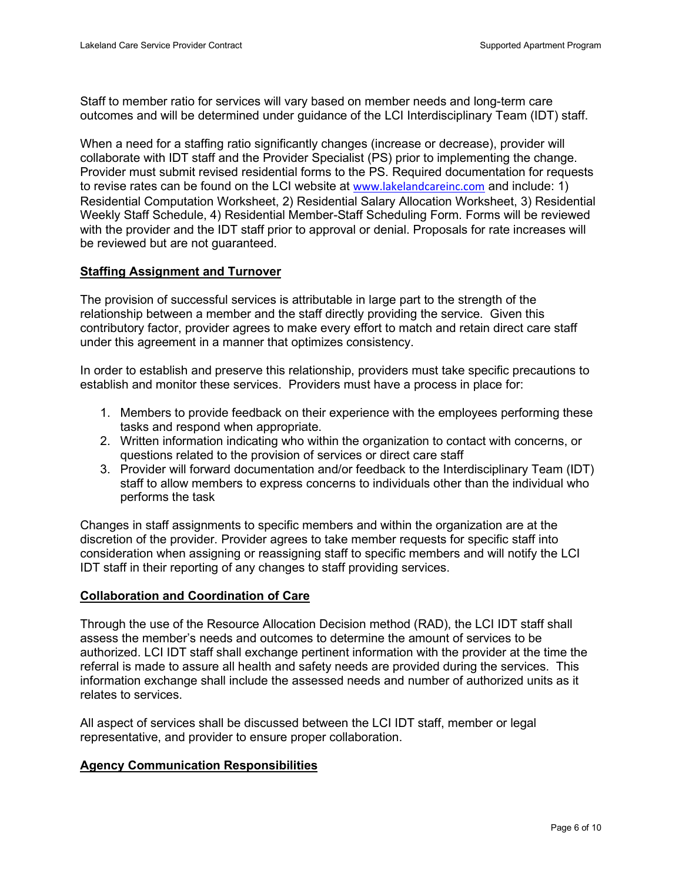Staff to member ratio for services will vary based on member needs and long-term care outcomes and will be determined under guidance of the LCI Interdisciplinary Team (IDT) staff.

When a need for a staffing ratio significantly changes (increase or decrease), provider will collaborate with IDT staff and the Provider Specialist (PS) prior to implementing the change. Provider must submit revised residential forms to the PS. Required documentation for requests to revise rates can be found on the LCI website at www.lakelandcareinc.com and include: 1) Residential Computation Worksheet, 2) Residential Salary Allocation Worksheet, 3) Residential Weekly Staff Schedule, 4) Residential Member-Staff Scheduling Form. Forms will be reviewed with the provider and the IDT staff prior to approval or denial. Proposals for rate increases will be reviewed but are not guaranteed.

**Staffing Assignment and Turnover**

The provision of successful services is attributable in large part to the strength of the relationship between a member and the staff directly providing the service. Given this contributory factor, provider agrees to make every effort to match and retain direct care staff under this agreement in a manner that optimizes consistency.

In order to establish and preserve this relationship, providers must take specific precautions to establish and monitor these services. Providers must have a process in place for:

1. Members to provide feedback on their experience with the employees performing these tasks and respond when appropriate.
2. Written information indicating who within the organization to contact with concerns, or questions related to the provision of services or direct care staff
3. Provider will forward documentation and/or feedback to the Interdisciplinary Team (IDT) staff to allow members to express concerns to individuals other than the individual who performs the task

Changes in staff assignments to specific members and within the organization are at the discretion of the provider. Provider agrees to take member requests for specific staff into consideration when assigning or reassigning staff to specific members and will notify the LCI IDT staff in their reporting of any changes to staff providing services.

**Collaboration and Coordination of Care**

Through the use of the Resource Allocation Decision method (RAD), the LCI IDT staff shall assess the member's needs and outcomes to determine the amount of services to be authorized. LCI IDT staff shall exchange pertinent information with the provider at the time the referral is made to assure all health and safety needs are provided during the services. This information exchange shall include the assessed needs and number of authorized units as it relates to services.

All aspect of services shall be discussed between the LCI IDT staff, member or legal representative, and provider to ensure proper collaboration.

**Agency Communication Responsibilities**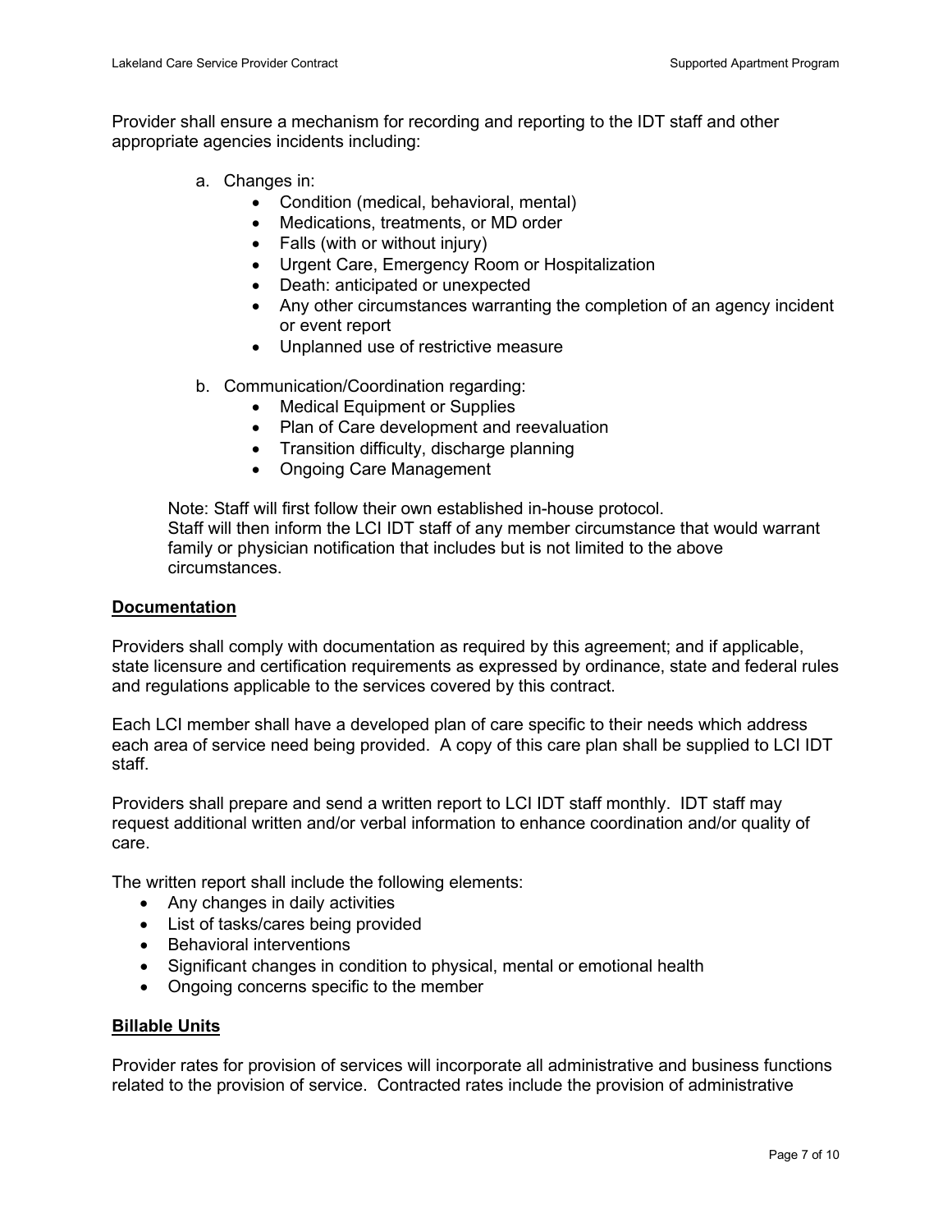Provider shall ensure a mechanism for recording and reporting to the IDT staff and other appropriate agencies incidents including:

a. Changes in:
    - Condition (medical, behavioral, mental)
    - Medications, treatments, or MD order
    - Falls (with or without injury)
    - Urgent Care, Emergency Room or Hospitalization
    - Death: anticipated or unexpected
    - Any other circumstances warranting the completion of an agency incident or event report
    - Unplanned use of restrictive measure

b. Communication/Coordination regarding:
    - Medical Equipment or Supplies
    - Plan of Care development and reevaluation
    - Transition difficulty, discharge planning
    - Ongoing Care Management

Note: Staff will first follow their own established in-house protocol.
Staff will then inform the LCI IDT staff of any member circumstance that would warrant family or physician notification that includes but is not limited to the above circumstances.

## Documentation

Providers shall comply with documentation as required by this agreement; and if applicable, state licensure and certification requirements as expressed by ordinance, state and federal rules and regulations applicable to the services covered by this contract.

Each LCI member shall have a developed plan of care specific to their needs which address each area of service need being provided. A copy of this care plan shall be supplied to LCI IDT staff.

Providers shall prepare and send a written report to LCI IDT staff monthly. IDT staff may request additional written and/or verbal information to enhance coordination and/or quality of care.

The written report shall include the following elements:

- Any changes in daily activities
- List of tasks/cares being provided
- Behavioral interventions
- Significant changes in condition to physical, mental or emotional health
- Ongoing concerns specific to the member

## Billable Units

Provider rates for provision of services will incorporate all administrative and business functions related to the provision of service. Contracted rates include the provision of administrative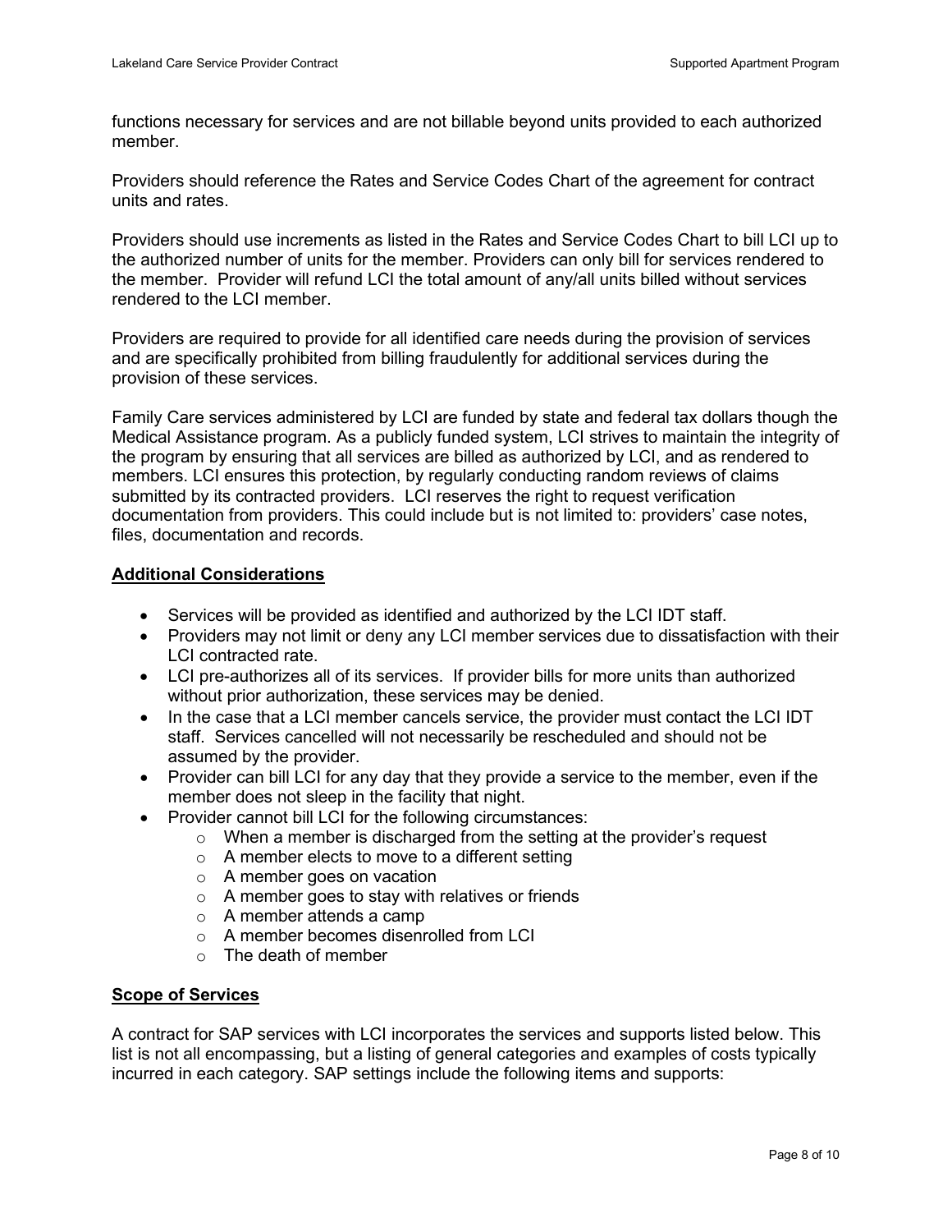functions necessary for services and are not billable beyond units provided to each authorized member.

Providers should reference the Rates and Service Codes Chart of the agreement for contract units and rates.

Providers should use increments as listed in the Rates and Service Codes Chart to bill LCI up to the authorized number of units for the member. Providers can only bill for services rendered to the member. Provider will refund LCI the total amount of any/all units billed without services rendered to the LCI member.

Providers are required to provide for all identified care needs during the provision of services and are specifically prohibited from billing fraudulently for additional services during the provision of these services.

Family Care services administered by LCI are funded by state and federal tax dollars though the Medical Assistance program. As a publicly funded system, LCI strives to maintain the integrity of the program by ensuring that all services are billed as authorized by LCI, and as rendered to members. LCI ensures this protection, by regularly conducting random reviews of claims submitted by its contracted providers. LCI reserves the right to request verification documentation from providers. This could include but is not limited to: providers' case notes, files, documentation and records.

## Additional Considerations

- Services will be provided as identified and authorized by the LCI IDT staff.
- Providers may not limit or deny any LCI member services due to dissatisfaction with their LCI contracted rate.
- LCI pre-authorizes all of its services. If provider bills for more units than authorized without prior authorization, these services may be denied.
- In the case that a LCI member cancels service, the provider must contact the LCI IDT staff. Services cancelled will not necessarily be rescheduled and should not be assumed by the provider.
- Provider can bill LCI for any day that they provide a service to the member, even if the member does not sleep in the facility that night.
- Provider cannot bill LCI for the following circumstances:
    - When a member is discharged from the setting at the provider's request
    - A member elects to move to a different setting
    - A member goes on vacation
    - A member goes to stay with relatives or friends
    - A member attends a camp
    - A member becomes disenrolled from LCI
    - The death of member

## Scope of Services

A contract for SAP services with LCI incorporates the services and supports listed below. This list is not all encompassing, but a listing of general categories and examples of costs typically incurred in each category. SAP settings include the following items and supports: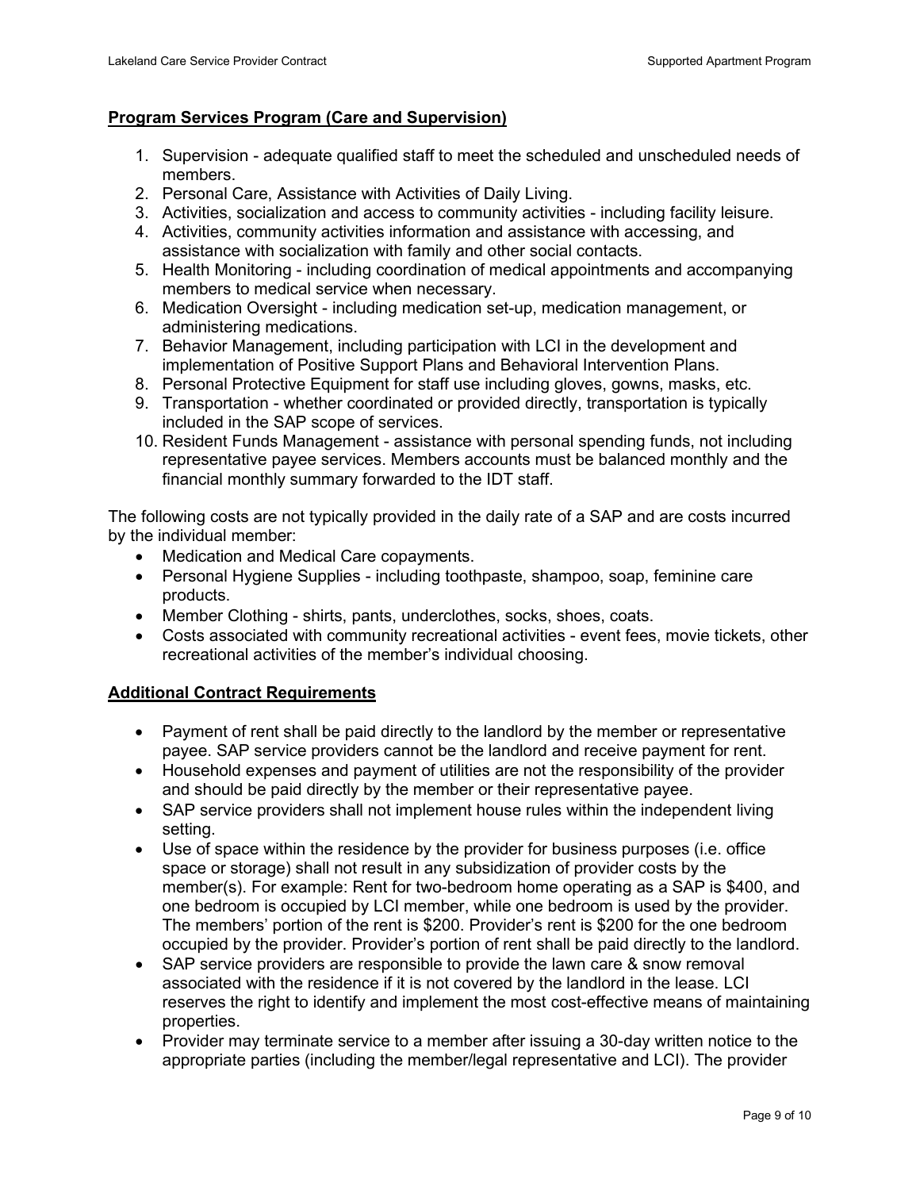**Program Services Program (Care and Supervision)**

1. Supervision - adequate qualified staff to meet the scheduled and unscheduled needs of members.
2. Personal Care, Assistance with Activities of Daily Living.
3. Activities, socialization and access to community activities - including facility leisure.
4. Activities, community activities information and assistance with accessing, and assistance with socialization with family and other social contacts.
5. Health Monitoring - including coordination of medical appointments and accompanying members to medical service when necessary.
6. Medication Oversight - including medication set-up, medication management, or administering medications.
7. Behavior Management, including participation with LCI in the development and implementation of Positive Support Plans and Behavioral Intervention Plans.
8. Personal Protective Equipment for staff use including gloves, gowns, masks, etc.
9. Transportation - whether coordinated or provided directly, transportation is typically included in the SAP scope of services.
10. Resident Funds Management - assistance with personal spending funds, not including representative payee services. Members accounts must be balanced monthly and the financial monthly summary forwarded to the IDT staff.

The following costs are not typically provided in the daily rate of a SAP and are costs incurred by the individual member:

- Medication and Medical Care copayments.
- Personal Hygiene Supplies - including toothpaste, shampoo, soap, feminine care products.
- Member Clothing - shirts, pants, underclothes, socks, shoes, coats.
- Costs associated with community recreational activities - event fees, movie tickets, other recreational activities of the member's individual choosing.

**Additional Contract Requirements**

- Payment of rent shall be paid directly to the landlord by the member or representative payee. SAP service providers cannot be the landlord and receive payment for rent.
- Household expenses and payment of utilities are not the responsibility of the provider and should be paid directly by the member or their representative payee.
- SAP service providers shall not implement house rules within the independent living setting.
- Use of space within the residence by the provider for business purposes (i.e. office space or storage) shall not result in any subsidization of provider costs by the member(s). For example: Rent for two-bedroom home operating as a SAP is $400, and one bedroom is occupied by LCI member, while one bedroom is used by the provider. The members' portion of the rent is $200. Provider's rent is $200 for the one bedroom occupied by the provider. Provider's portion of rent shall be paid directly to the landlord.
- SAP service providers are responsible to provide the lawn care & snow removal associated with the residence if it is not covered by the landlord in the lease. LCI reserves the right to identify and implement the most cost-effective means of maintaining properties.
- Provider may terminate service to a member after issuing a 30-day written notice to the appropriate parties (including the member/legal representative and LCI). The provider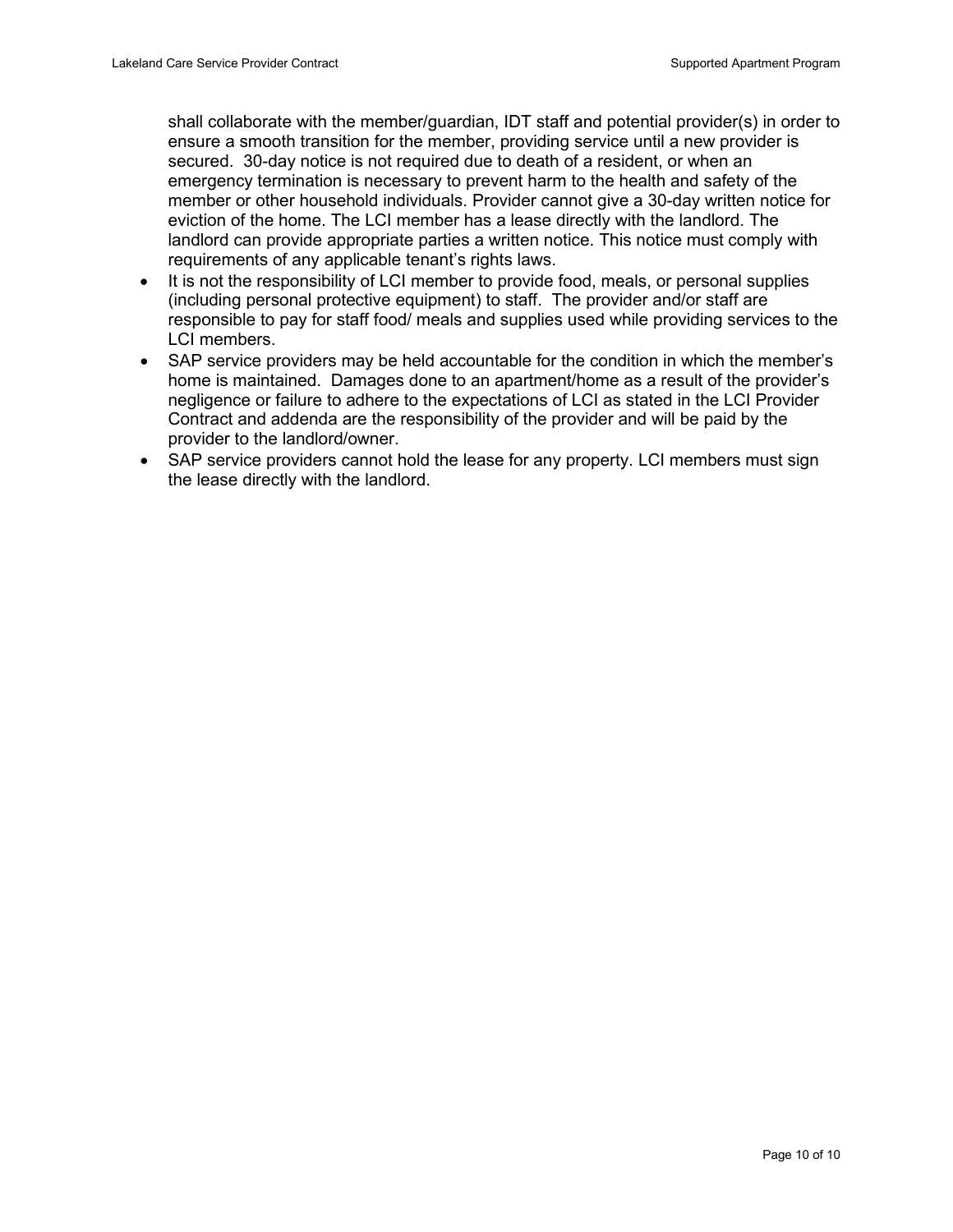shall collaborate with the member/guardian, IDT staff and potential provider(s) in order to ensure a smooth transition for the member, providing service until a new provider is secured. 30-day notice is not required due to death of a resident, or when an emergency termination is necessary to prevent harm to the health and safety of the member or other household individuals. Provider cannot give a 30-day written notice for eviction of the home. The LCI member has a lease directly with the landlord. The landlord can provide appropriate parties a written notice. This notice must comply with requirements of any applicable tenant's rights laws.

- It is not the responsibility of LCI member to provide food, meals, or personal supplies (including personal protective equipment) to staff. The provider and/or staff are responsible to pay for staff food/ meals and supplies used while providing services to the LCI members.
- SAP service providers may be held accountable for the condition in which the member's home is maintained. Damages done to an apartment/home as a result of the provider's negligence or failure to adhere to the expectations of LCI as stated in the LCI Provider Contract and addenda are the responsibility of the provider and will be paid by the provider to the landlord/owner.
- SAP service providers cannot hold the lease for any property. LCI members must sign the lease directly with the landlord.